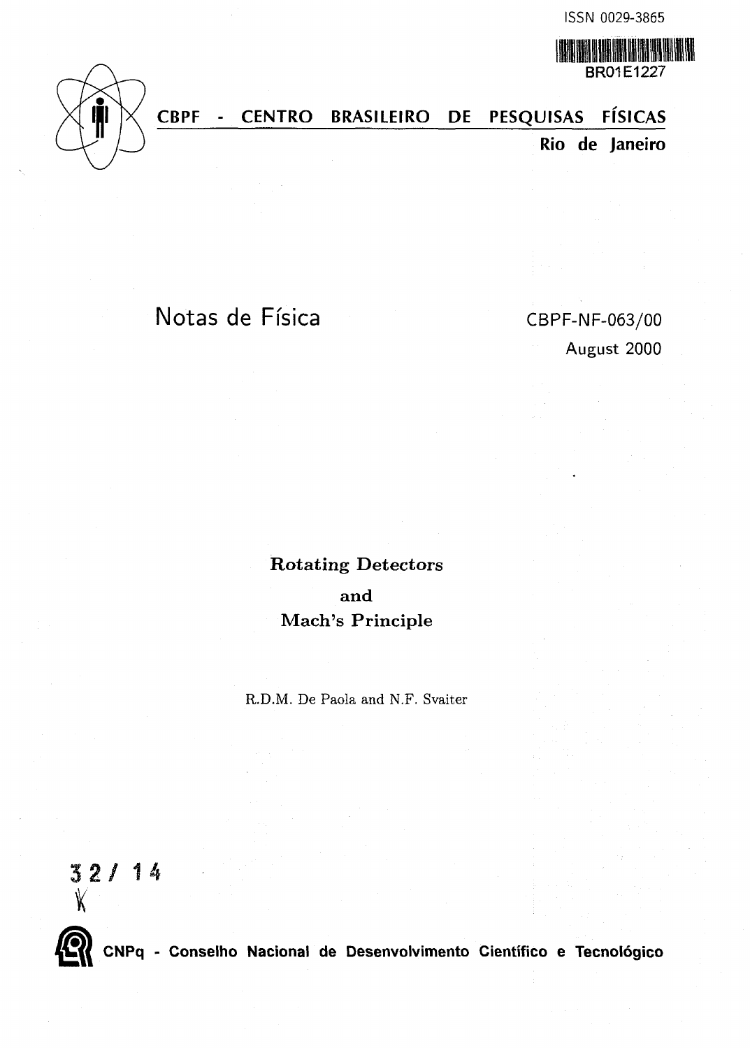ISSN 0029-3865

BR01E1227

**CBPF - CENTRO BRASILEIRO DE PESQUISAS FÍSICAS**

**Rio de Janeiro**

Notas de Física

CBPF-NF-063/00

August 2000

# Rotating Detectors and Mach's Principle

R.D.M. De Paola and N.F. Svaiter

32/ 14

**CNPq - Conselho Nacional de Desenvolvimento Científico e Tecnológico**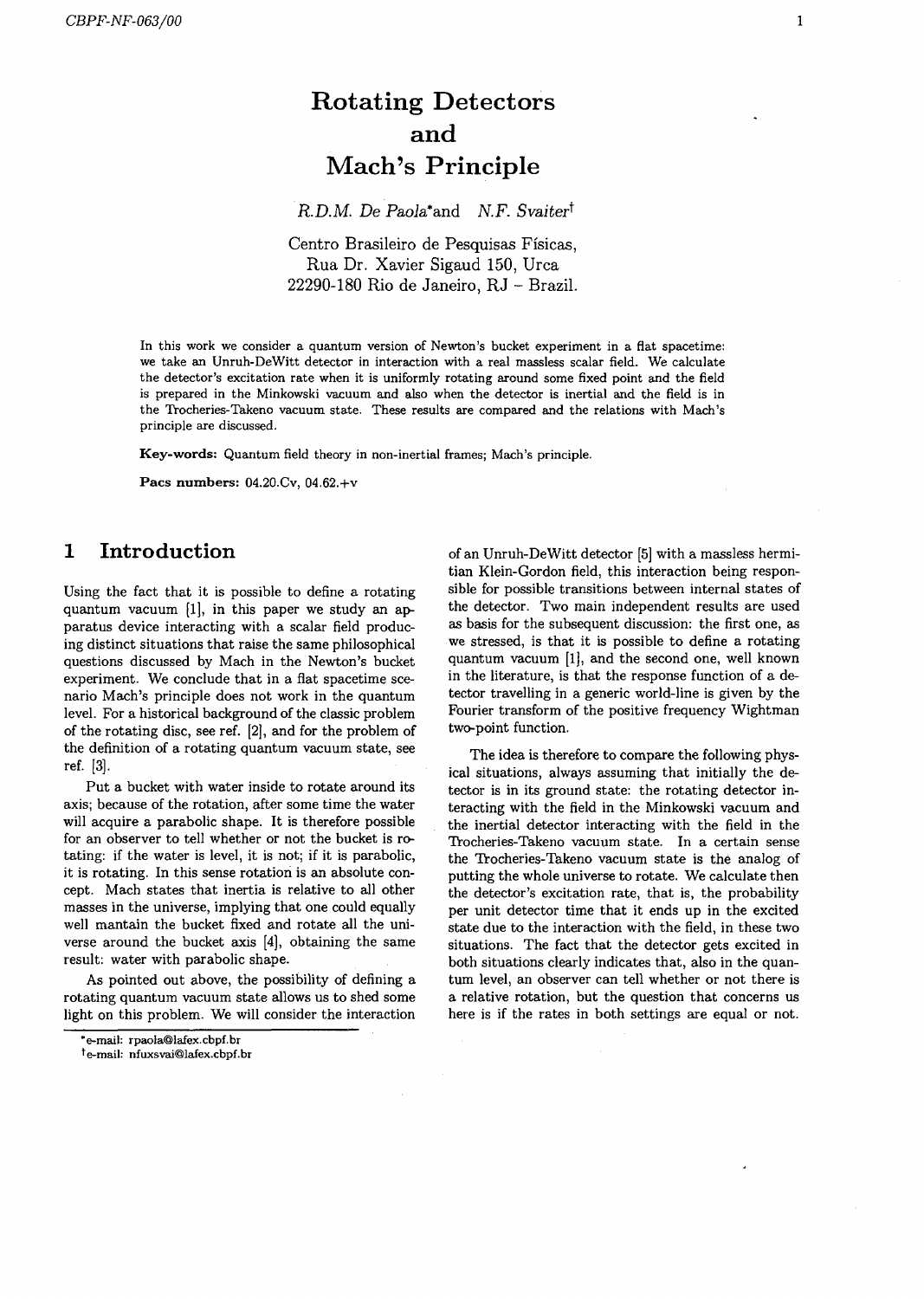# Rotating Detectors and Mach's Principle

*R.D.M. De Paola*\* and *N.F. Svaiter*†

Centro Brasileiro de Pesquisas Físicas,
Rua Dr. Xavier Sigaud 150, Urca
22290-180 Rio de Janeiro, RJ – Brazil.

In this work we consider a quantum version of Newton's bucket experiment in a flat spacetime: we take an Unruh-DeWitt detector in interaction with a real massless scalar field. We calculate the detector's excitation rate when it is uniformly rotating around some fixed point and the field is prepared in the Minkowski vacuum and also when the detector is inertial and the field is in the Trocheries-Takeno vacuum state. These results are compared and the relations with Mach's principle are discussed.

**Key-words:** Quantum field theory in non-inertial frames; Mach's principle.

**Pacs numbers:** 04.20.Cv, 04.62.+v

## 1 Introduction

Using the fact that it is possible to define a rotating quantum vacuum [1], in this paper we study an apparatus device interacting with a scalar field producing distinct situations that raise the same philosophical questions discussed by Mach in the Newton's bucket experiment. We conclude that in a flat spacetime scenario Mach's principle does not work in the quantum level. For a historical background of the classic problem of the rotating disc, see ref. [2], and for the problem of the definition of a rotating quantum vacuum state, see ref. [3].

Put a bucket with water inside to rotate around its axis; because of the rotation, after some time the water will acquire a parabolic shape. It is therefore possible for an observer to tell whether or not the bucket is rotating: if the water is level, it is not; if it is parabolic, it is rotating. In this sense rotation is an absolute concept. Mach states that inertia is relative to all other masses in the universe, implying that one could equally well mantain the bucket fixed and rotate all the universe around the bucket axis [4], obtaining the same result: water with parabolic shape.

As pointed out above, the possibility of defining a rotating quantum vacuum state allows us to shed some light on this problem. We will consider the interaction of an Unruh-DeWitt detector [5] with a massless hermitian Klein-Gordon field, this interaction being responsible for possible transitions between internal states of the detector. Two main independent results are used as basis for the subsequent discussion: the first one, as we stressed, is that it is possible to define a rotating quantum vacuum [1], and the second one, well known in the literature, is that the response function of a detector travelling in a generic world-line is given by the Fourier transform of the positive frequency Wightman two-point function.

The idea is therefore to compare the following physical situations, always assuming that initially the detector is in its ground state: the rotating detector interacting with the field in the Minkowski vacuum and the inertial detector interacting with the field in the Trocheries-Takeno vacuum state. In a certain sense the Trocheries-Takeno vacuum state is the analog of putting the whole universe to rotate. We calculate then the detector's excitation rate, that is, the probability per unit detector time that it ends up in the excited state due to the interaction with the field, in these two situations. The fact that the detector gets excited in both situations clearly indicates that, also in the quantum level, an observer can tell whether or not there is a relative rotation, but the question that concerns us here is if the rates in both settings are equal or not.

\*e-mail: rpaola@lafex.cbpf.br

†e-mail: nfuxsvai@lafex.cbpf.br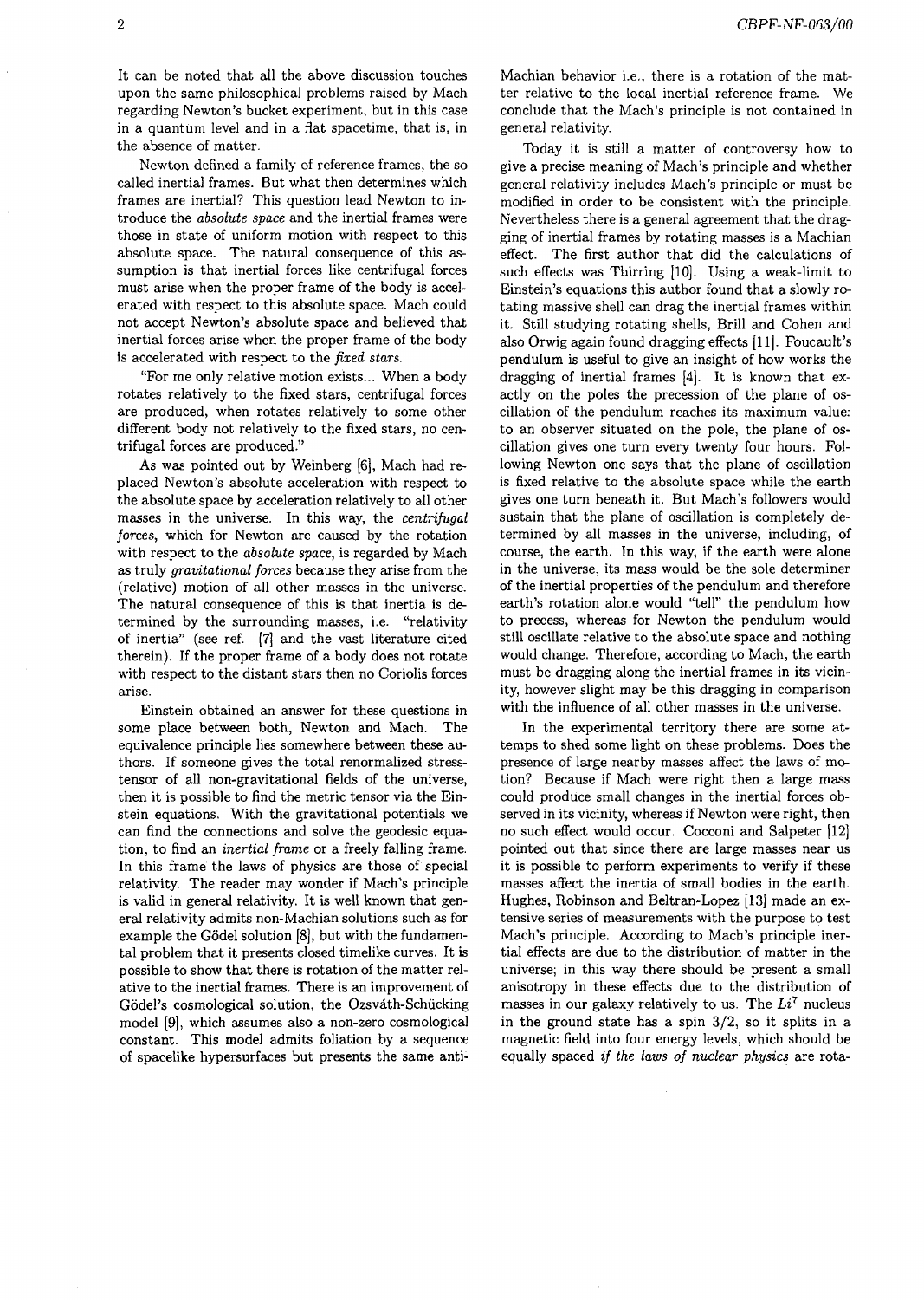It can be noted that all the above discussion touches upon the same philosophical problems raised by Mach regarding Newton's bucket experiment, but in this case in a quantum level and in a flat spacetime, that is, in the absence of matter.

Newton defined a family of reference frames, the so called inertial frames. But what then determines which frames are inertial? This question lead Newton to introduce the *absolute space* and the inertial frames were those in state of uniform motion with respect to this absolute space. The natural consequence of this assumption is that inertial forces like centrifugal forces must arise when the proper frame of the body is accelerated with respect to this absolute space. Mach could not accept Newton's absolute space and believed that inertial forces arise when the proper frame of the body is accelerated with respect to the *fixed stars*.

"For me only relative motion exists... When a body rotates relatively to the fixed stars, centrifugal forces are produced, when rotates relatively to some other different body not relatively to the fixed stars, no centrifugal forces are produced."

As was pointed out by Weinberg [6], Mach had replaced Newton's absolute acceleration with respect to the absolute space by acceleration relatively to all other masses in the universe. In this way, the *centrifugal forces*, which for Newton are caused by the rotation with respect to the *absolute space*, is regarded by Mach as truly *gravitational forces* because they arise from the (relative) motion of all other masses in the universe. The natural consequence of this is that inertia is determined by the surrounding masses, i.e. "relativity of inertia" (see ref. [7] and the vast literature cited therein). If the proper frame of a body does not rotate with respect to the distant stars then no Coriolis forces arise.

Einstein obtained an answer for these questions in some place between both, Newton and Mach. The equivalence principle lies somewhere between these authors. If someone gives the total renormalized stress-tensor of all non-gravitational fields of the universe, then it is possible to find the metric tensor via the Einstein equations. With the gravitational potentials we can find the connections and solve the geodesic equation, to find an *inertial frame* or a freely falling frame. In this frame the laws of physics are those of special relativity. The reader may wonder if Mach's principle is valid in general relativity. It is well known that general relativity admits non-Machian solutions such as for example the Gödel solution [8], but with the fundamental problem that it presents closed timelike curves. It is possible to show that there is rotation of the matter relative to the inertial frames. There is an improvement of Gödel's cosmological solution, the Ozsváth-Schücking model [9], which assumes also a non-zero cosmological constant. This model admits foliation by a sequence of spacelike hypersurfaces but presents the same anti-Machian behavior i.e., there is a rotation of the matter relative to the local inertial reference frame. We conclude that the Mach's principle is not contained in general relativity.

Today it is still a matter of controversy how to give a precise meaning of Mach's principle and whether general relativity includes Mach's principle or must be modified in order to be consistent with the principle. Nevertheless there is a general agreement that the dragging of inertial frames by rotating masses is a Machian effect. The first author that did the calculations of such effects was Thirring [10]. Using a weak-limit to Einstein's equations this author found that a slowly rotating massive shell can drag the inertial frames within it. Still studying rotating shells, Brill and Cohen and also Orwig again found dragging effects [11]. Foucault's pendulum is useful to give an insight of how works the dragging of inertial frames [4]. It is known that exactly on the poles the precession of the plane of oscillation of the pendulum reaches its maximum value: to an observer situated on the pole, the plane of oscillation gives one turn every twenty four hours. Following Newton one says that the plane of oscillation is fixed relative to the absolute space while the earth gives one turn beneath it. But Mach's followers would sustain that the plane of oscillation is completely determined by all masses in the universe, including, of course, the earth. In this way, if the earth were alone in the universe, its mass would be the sole determiner of the inertial properties of the pendulum and therefore earth's rotation alone would "tell" the pendulum how to precess, whereas for Newton the pendulum would still oscillate relative to the absolute space and nothing would change. Therefore, according to Mach, the earth must be dragging along the inertial frames in its vicinity, however slight may be this dragging in comparison with the influence of all other masses in the universe.

In the experimental territory there are some attemps to shed some light on these problems. Does the presence of large nearby masses affect the laws of motion? Because if Mach were right then a large mass could produce small changes in the inertial forces observed in its vicinity, whereas if Newton were right, then no such effect would occur. Cocconi and Salpeter [12] pointed out that since there are large masses near us it is possible to perform experiments to verify if these masses affect the inertia of small bodies in the earth. Hughes, Robinson and Beltran-Lopez [13] made an extensive series of measurements with the purpose to test Mach's principle. According to Mach's principle inertial effects are due to the distribution of matter in the universe; in this way there should be present a small anisotropy in these effects due to the distribution of masses in our galaxy relatively to us. The $Li^7$ nucleus in the ground state has a spin $3/2$, so it splits in a magnetic field into four energy levels, which should be equally spaced *if the laws of nuclear physics* are rota-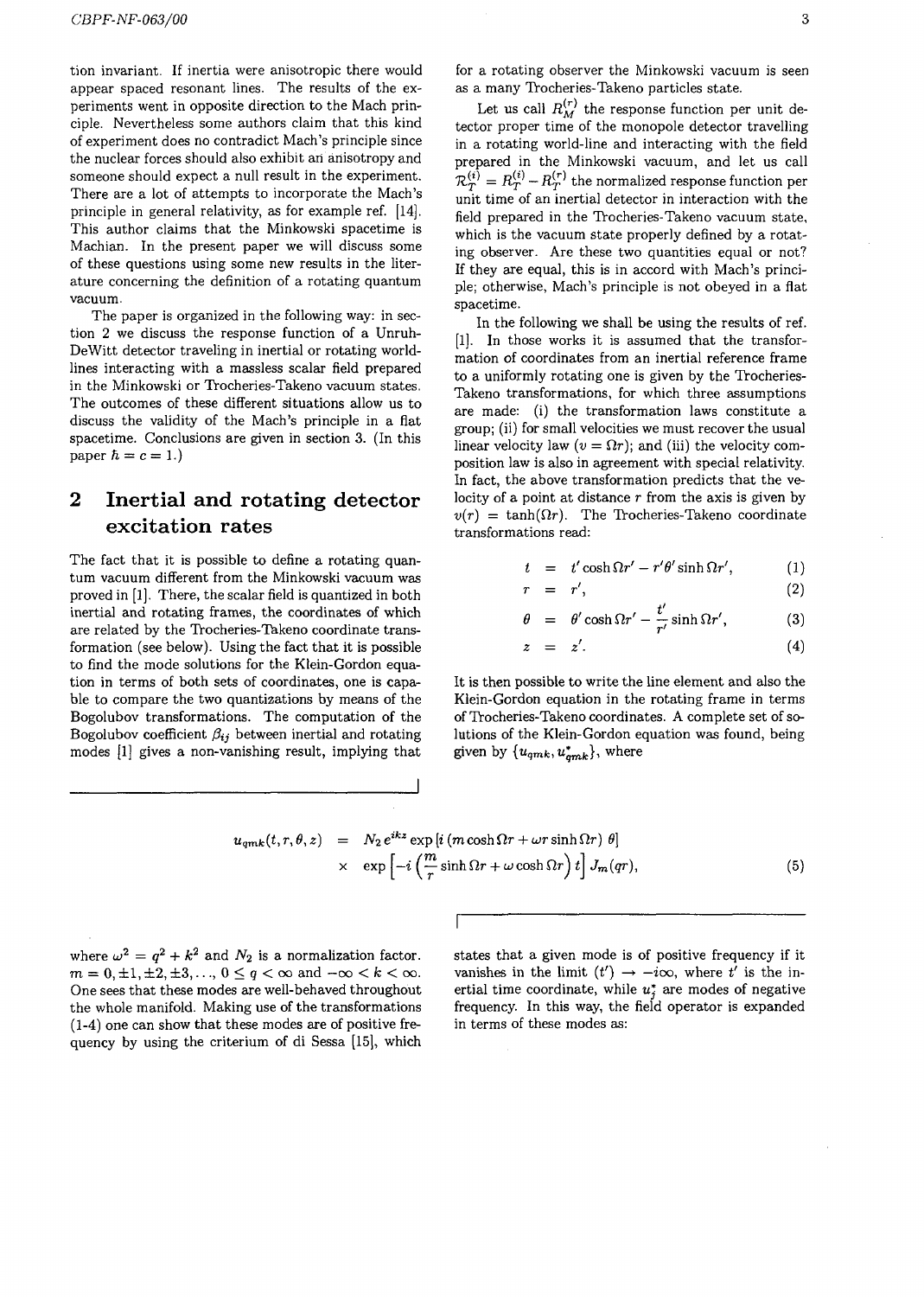tion invariant. If inertia were anisotropic there would appear spaced resonant lines. The results of the experiments went in opposite direction to the Mach principle. Nevertheless some authors claim that this kind of experiment does no contradict Mach's principle since the nuclear forces should also exhibit an anisotropy and someone should expect a null result in the experiment. There are a lot of attempts to incorporate the Mach's principle in general relativity, as for example ref. [14]. This author claims that the Minkowski spacetime is Machian. In the present paper we will discuss some of these questions using some new results in the literature concerning the definition of a rotating quantum vacuum.

The paper is organized in the following way: in section 2 we discuss the response function of a Unruh-DeWitt detector traveling in inertial or rotating world-lines interacting with a massless scalar field prepared in the Minkowski or Trocheries-Takeno vacuum states. The outcomes of these different situations allow us to discuss the validity of the Mach's principle in a flat spacetime. Conclusions are given in section 3. (In this paper $\hbar = c = 1$.)

## 2 Inertial and rotating detector excitation rates

The fact that it is possible to define a rotating quantum vacuum different from the Minkowski vacuum was proved in [1]. There, the scalar field is quantized in both inertial and rotating frames, the coordinates of which are related by the Trocheries-Takeno coordinate transformation (see below). Using the fact that it is possible to find the mode solutions for the Klein-Gordon equation in terms of both sets of coordinates, one is capable to compare the two quantizations by means of the Bogolubov transformations. The computation of the Bogolubov coefficient $\beta_{ij}$ between inertial and rotating modes [1] gives a non-vanishing result, implying that for a rotating observer the Minkowski vacuum is seen as a many Trocheries-Takeno particles state.

Let us call $R_M^{(r)}$ the response function per unit detector proper time of the monopole detector travelling in a rotating world-line and interacting with the field prepared in the Minkowski vacuum, and let us call $\mathcal{R}_T^{(i)} = R_T^{(i)} - R_T^{(r)}$ the normalized response function per unit time of an inertial detector in interaction with the field prepared in the Trocheries-Takeno vacuum state, which is the vacuum state properly defined by a rotating observer. Are these two quantities equal or not? If they are equal, this is in accord with Mach's principle; otherwise, Mach's principle is not obeyed in a flat spacetime.

In the following we shall be using the results of ref. [1]. In those works it is assumed that the transformation of coordinates from an inertial reference frame to a uniformly rotating one is given by the Trocheries-Takeno transformations, for which three assumptions are made: (i) the transformation laws constitute a group; (ii) for small velocities we must recover the usual linear velocity law ($v = \Omega r$); and (iii) the velocity composition law is also in agreement with special relativity. In fact, the above transformation predicts that the velocity of a point at distance $r$ from the axis is given by $v(r) = \tanh(\Omega r)$. The Trocheries-Takeno coordinate transformations read:

$$t = t' \cosh \Omega r' - r'\theta' \sinh \Omega r', \tag{1}$$

$$r = r', \tag{2}$$

$$\theta = \theta' \cosh \Omega r' - \frac{t'}{r'} \sinh \Omega r', \tag{3}$$

$$z = z'. \tag{4}$$

It is then possible to write the line element and also the Klein-Gordon equation in the rotating frame in terms of Trocheries-Takeno coordinates. A complete set of solutions of the Klein-Gordon equation was found, being given by $\{u_{qmk}, u^*_{qmk}\}$, where

$$\begin{aligned} u_{qmk}(t,r,\theta,z) &= N_2 \, e^{ikz} \exp\left[i\left(m \cosh \Omega r + \omega r \sinh \Omega r\right)\theta\right] \\ &\times \exp\left[-i\left(\frac{m}{r}\sinh \Omega r + \omega \cosh \Omega r\right)t\right] J_m(qr), \end{aligned} \tag{5}$$

where $\omega^2 = q^2 + k^2$ and $N_2$ is a normalization factor. $m = 0, \pm 1, \pm 2, \pm 3, \ldots$, $0 \leq q < \infty$ and $-\infty < k < \infty$. One sees that these modes are well-behaved throughout the whole manifold. Making use of the transformations (1-4) one can show that these modes are of positive frequency by using the criterium of di Sessa [15], which states that a given mode is of positive frequency if it vanishes in the limit $(t') \to -i\infty$, where $t'$ is the inertial time coordinate, while $u^*_j$ are modes of negative frequency. In this way, the field operator is expanded in terms of these modes as: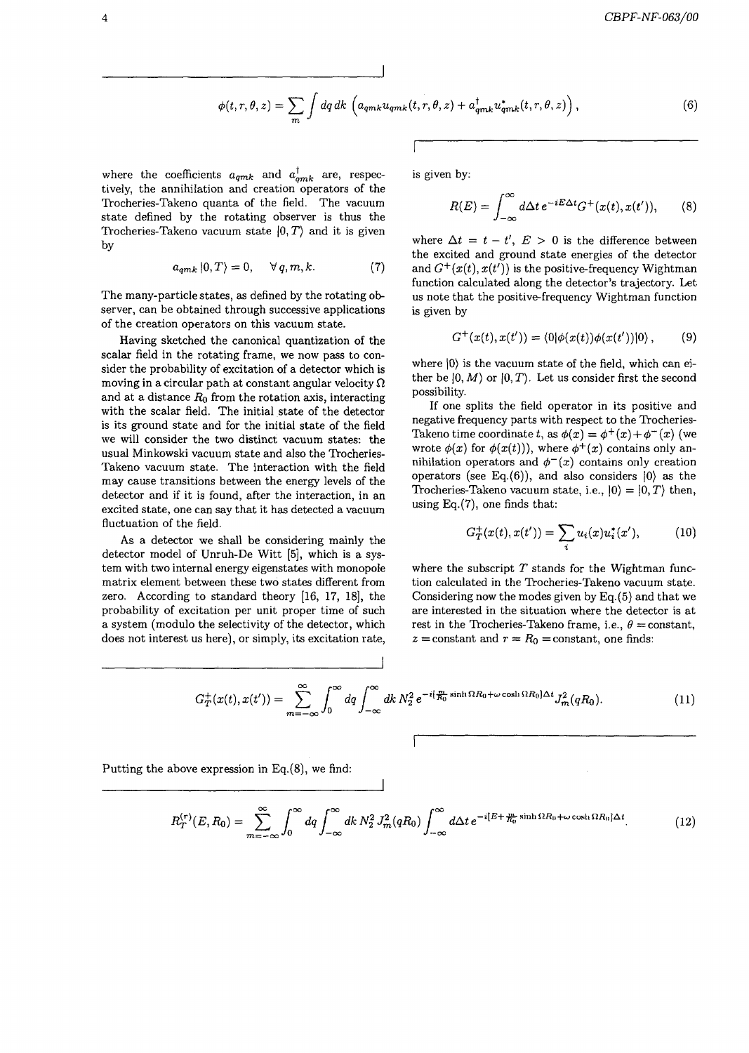$$\phi(t,r,\theta,z) = \sum_m \int dq\, dk \left( a_{qmk} u_{qmk}(t,r,\theta,z) + a^{\dagger}_{qmk} u^{*}_{qmk}(t,r,\theta,z) \right), \tag{6}$$

where the coefficients $a_{qmk}$ and $a^{\dagger}_{qmk}$ are, respectively, the annihilation and creation operators of the Trocheries-Takeno quanta of the field. The vacuum state defined by the rotating observer is thus the Trocheries-Takeno vacuum state $|0,T\rangle$ and it is given by

$$a_{qmk}|0,T\rangle = 0, \quad \forall\, q,m,k. \tag{7}$$

The many-particle states, as defined by the rotating observer, can be obtained through successive applications of the creation operators on this vacuum state.

Having sketched the canonical quantization of the scalar field in the rotating frame, we now pass to consider the probability of excitation of a detector which is moving in a circular path at constant angular velocity $\Omega$ and at a distance $R_0$ from the rotation axis, interacting with the scalar field. The initial state of the detector is its ground state and for the initial state of the field we will consider the two distinct vacuum states: the usual Minkowski vacuum state and also the Trocheries-Takeno vacuum state. The interaction with the field may cause transitions between the energy levels of the detector and if it is found, after the interaction, in an excited state, one can say that it has detected a vacuum fluctuation of the field.

As a detector we shall be considering mainly the detector model of Unruh-De Witt [5], which is a system with two internal energy eigenstates with monopole matrix element between these two states different from zero. According to standard theory [16, 17, 18], the probability of excitation per unit proper time of such a system (modulo the selectivity of the detector, which does not interest us here), or simply, its excitation rate, is given by:

$$R(E) = \int_{-\infty}^{\infty} d\Delta t\, e^{-iE\Delta t} G^{+}(x(t),x(t')), \tag{8}$$

where $\Delta t = t - t'$, $E > 0$ is the difference between the excited and ground state energies of the detector and $G^{+}(x(t),x(t'))$ is the positive-frequency Wightman function calculated along the detector's trajectory. Let us note that the positive-frequency Wightman function is given by

$$G^{+}(x(t),x(t')) = \langle 0|\phi(x(t))\phi(x(t'))|0\rangle, \tag{9}$$

where $|0\rangle$ is the vacuum state of the field, which can either be $|0,M\rangle$ or $|0,T\rangle$. Let us consider first the second possibility.

If one splits the field operator in its positive and negative frequency parts with respect to the Trocheries-Takeno time coordinate $t$, as $\phi(x) = \phi^{+}(x) + \phi^{-}(x)$ (we wrote $\phi(x)$ for $\phi(x(t))$), where $\phi^{+}(x)$ contains only annihilation operators and $\phi^{-}(x)$ contains only creation operators (see Eq.(6)), and also considers $|0\rangle$ as the Trocheries-Takeno vacuum state, i.e., $|0\rangle = |0,T\rangle$ then, using Eq.(7), one finds that:

$$G^{+}_{T}(x(t),x(t')) = \sum_i u_i(x) u^{*}_i(x'), \tag{10}$$

where the subscript $T$ stands for the Wightman function calculated in the Trocheries-Takeno vacuum state. Considering now the modes given by Eq.(5) and that we are interested in the situation where the detector is at rest in the Trocheries-Takeno frame, i.e., $\theta =$constant, $z =$constant and $r = R_0 =$constant, one finds:

$$G^{+}_{T}(x(t),x(t')) = \sum_{m=-\infty}^{\infty} \int_0^{\infty} dq \int_{-\infty}^{\infty} dk\, N_2^2\, e^{-i[\frac{m}{R_0}\sinh \Omega R_0 + \omega \cosh \Omega R_0]\Delta t} J_m^2(qR_0). \tag{11}$$

Putting the above expression in Eq.(8), we find:

$$R^{(r)}_{T}(E,R_0) = \sum_{m=-\infty}^{\infty} \int_0^{\infty} dq \int_{-\infty}^{\infty} dk\, N_2^2\, J_m^2(qR_0) \int_{-\infty}^{\infty} d\Delta t\, e^{-i[E + \frac{m}{R_0}\sinh \Omega R_0 + \omega \cosh \Omega R_0]\Delta t}. \tag{12}$$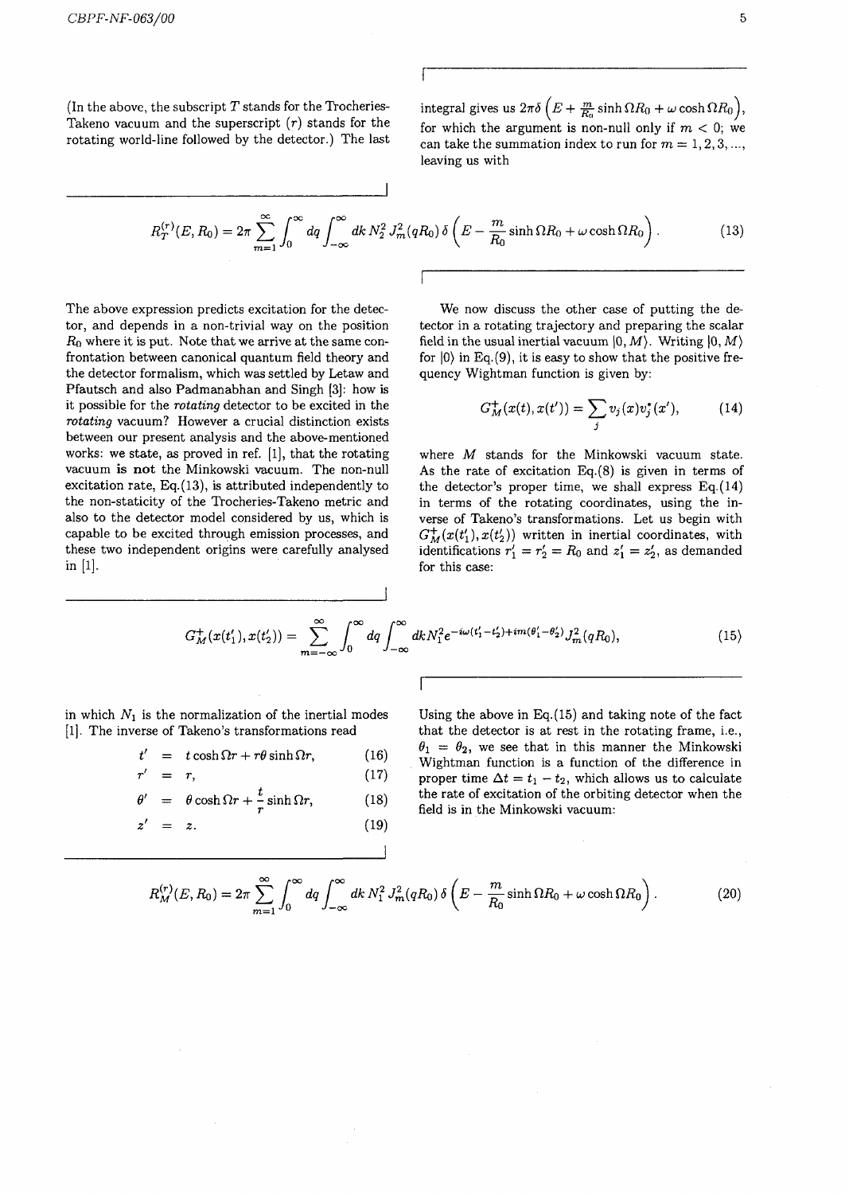(In the above, the subscript $T$ stands for the Trocheries-Takeno vacuum and the superscript $(r)$ stands for the rotating world-line followed by the detector.) The last integral gives us $2\pi\delta\left(E + \frac{m}{R_0}\sinh\Omega R_0 + \omega\cosh\Omega R_0\right)$, for which the argument is non-null only if $m < 0$; we can take the summation index to run for $m = 1, 2, 3, ...,$ leaving us with

$$R_T^{(r)}(E, R_0) = 2\pi \sum_{m=1}^{\infty} \int_0^{\infty} dq \int_{-\infty}^{\infty} dk\, N_2^2\, J_m^2(qR_0)\, \delta\left(E - \frac{m}{R_0}\sinh\Omega R_0 + \omega\cosh\Omega R_0\right). \tag{13}$$

The above expression predicts excitation for the detector, and depends in a non-trivial way on the position $R_0$ where it is put. Note that we arrive at the same confrontation between canonical quantum field theory and the detector formalism, which was settled by Letaw and Pfautsch and also Padmanabhan and Singh [3]: how is it possible for the *rotating* detector to be excited in the *rotating* vacuum? However a crucial distinction exists between our present analysis and the above-mentioned works: we state, as proved in ref. [1], that the rotating vacuum **is not** the Minkowski vacuum. The non-null excitation rate, Eq.(13), is attributed independently to the non-staticity of the Trocheries-Takeno metric and also to the detector model considered by us, which is capable to be excited through emission processes, and these two independent origins were carefully analysed in [1].

We now discuss the other case of putting the detector in a rotating trajectory and preparing the scalar field in the usual inertial vacuum $|0, M\rangle$. Writing $|0, M\rangle$ for $|0\rangle$ in Eq.(9), it is easy to show that the positive frequency Wightman function is given by:

$$G_M^+(x(t), x(t')) = \sum_j v_j(x) v_j^*(x'), \tag{14}$$

where $M$ stands for the Minkowski vacuum state. As the rate of excitation Eq.(8) is given in terms of the detector's proper time, we shall express Eq.(14) in terms of the rotating coordinates, using the inverse of Takeno's transformations. Let us begin with $G_M^+(x(t_1'), x(t_2'))$ written in inertial coordinates, with identifications $r_1' = r_2' = R_0$ and $z_1' = z_2'$, as demanded for this case:

$$G_M^+(x(t_1'), x(t_2')) = \sum_{m=-\infty}^{\infty} \int_0^{\infty} dq \int_{-\infty}^{\infty} dk N_1^2 e^{-i\omega(t_1' - t_2') + im(\theta_1' - \theta_2')} J_m^2(qR_0), \tag{15}$$

in which $N_1$ is the normalization of the inertial modes [1]. The inverse of Takeno's transformations read

$$t' = t\cosh\Omega r + r\theta\sinh\Omega r, \tag{16}$$

$$r' = r, \tag{17}$$

$$\theta' = \theta\cosh\Omega r + \frac{t}{r}\sinh\Omega r, \tag{18}$$

$$z' = z. \tag{19}$$

Using the above in Eq.(15) and taking note of the fact that the detector is at rest in the rotating frame, i.e., $\theta_1 = \theta_2$, we see that in this manner the Minkowski Wightman function is a function of the difference in proper time $\Delta t = t_1 - t_2$, which allows us to calculate the rate of excitation of the orbiting detector when the field is in the Minkowski vacuum:

$$R_M^{(r)}(E, R_0) = 2\pi \sum_{m=1}^{\infty} \int_0^{\infty} dq \int_{-\infty}^{\infty} dk\, N_1^2\, J_m^2(qR_0)\, \delta\left(E - \frac{m}{R_0}\sinh\Omega R_0 + \omega\cosh\Omega R_0\right). \tag{20}$$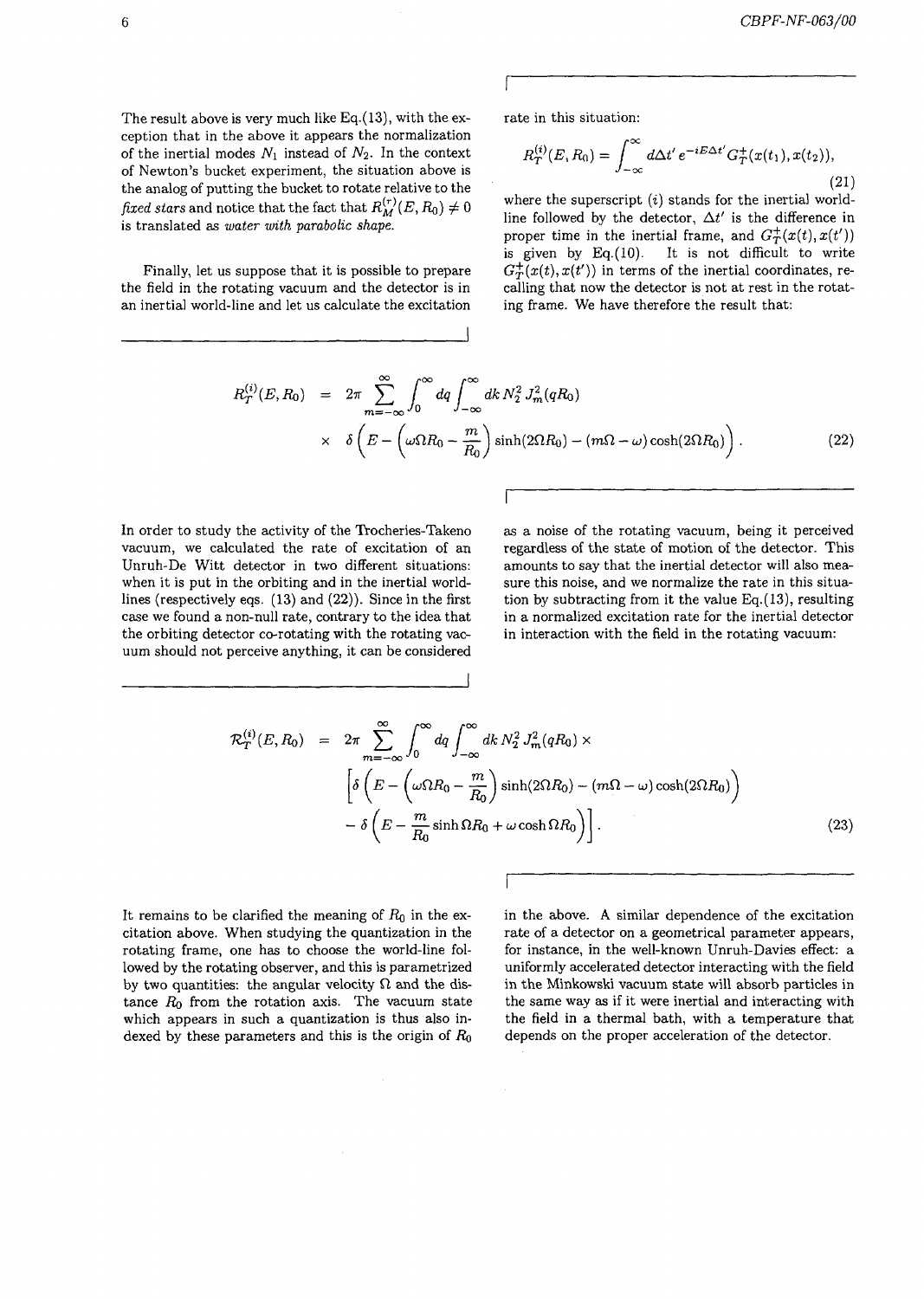The result above is very much like Eq.(13), with the exception that in the above it appears the normalization of the inertial modes $N_1$ instead of $N_2$. In the context of Newton's bucket experiment, the situation above is the analog of putting the bucket to rotate relative to the *fixed stars* and notice that the fact that $R_M^{(r)}(E, R_0) \neq 0$ is translated as *water with parabolic shape*.

Finally, let us suppose that it is possible to prepare the field in the rotating vacuum and the detector is in an inertial world-line and let us calculate the excitation rate in this situation:

$$R_T^{(i)}(E, R_0) = \int_{-\infty}^{\infty} d\Delta t' \, e^{-iE\Delta t'} G_T^{+}(x(t_1), x(t_2)), \tag{21}$$

where the superscript $(i)$ stands for the inertial world-line followed by the detector, $\Delta t'$ is the difference in proper time in the inertial frame, and $G_T^{+}(x(t), x(t'))$ is given by Eq.(10). It is not difficult to write $G_T^{+}(x(t), x(t'))$ in terms of the inertial coordinates, recalling that now the detector is not at rest in the rotating frame. We have therefore the result that:

$$\begin{aligned} R_T^{(i)}(E, R_0) &= 2\pi \sum_{m=-\infty}^{\infty} \int_0^{\infty} dq \int_{-\infty}^{\infty} dk \, N_2^2 \, J_m^2(qR_0) \\ &\times \; \delta\left(E - \left(\omega\Omega R_0 - \frac{m}{R_0}\right)\sinh(2\Omega R_0) - (m\Omega - \omega)\cosh(2\Omega R_0)\right). \end{aligned} \tag{22}$$

In order to study the activity of the Trocheries-Takeno vacuum, we calculated the rate of excitation of an Unruh-De Witt detector in two different situations: when it is put in the orbiting and in the inertial world-lines (respectively eqs. (13) and (22)). Since in the first case we found a non-null rate, contrary to the idea that the orbiting detector co-rotating with the rotating vacuum should not perceive anything, it can be considered as a noise of the rotating vacuum, being it perceived regardless of the state of motion of the detector. This amounts to say that the inertial detector will also measure this noise, and we normalize the rate in this situation by subtracting from it the value Eq.(13), resulting in a normalized excitation rate for the inertial detector in interaction with the field in the rotating vacuum:

$$\begin{aligned} \mathcal{R}_T^{(i)}(E, R_0) &= 2\pi \sum_{m=-\infty}^{\infty} \int_0^{\infty} dq \int_{-\infty}^{\infty} dk \, N_2^2 \, J_m^2(qR_0) \, \times \\ &\left[\delta\left(E - \left(\omega\Omega R_0 - \frac{m}{R_0}\right)\sinh(2\Omega R_0) - (m\Omega - \omega)\cosh(2\Omega R_0)\right)\right. \\ &\left. - \, \delta\left(E - \frac{m}{R_0}\sinh\Omega R_0 + \omega\cosh\Omega R_0\right)\right]. \end{aligned} \tag{23}$$

It remains to be clarified the meaning of $R_0$ in the excitation above. When studying the quantization in the rotating frame, one has to choose the world-line followed by the rotating observer, and this is parametrized by two quantities: the angular velocity $\Omega$ and the distance $R_0$ from the rotation axis. The vacuum state which appears in such a quantization is thus also indexed by these parameters and this is the origin of $R_0$ in the above. A similar dependence of the excitation rate of a detector on a geometrical parameter appears, for instance, in the well-known Unruh-Davies effect: a uniformly accelerated detector interacting with the field in the Minkowski vacuum state will absorb particles in the same way as if it were inertial and interacting with the field in a thermal bath, with a temperature that depends on the proper acceleration of the detector.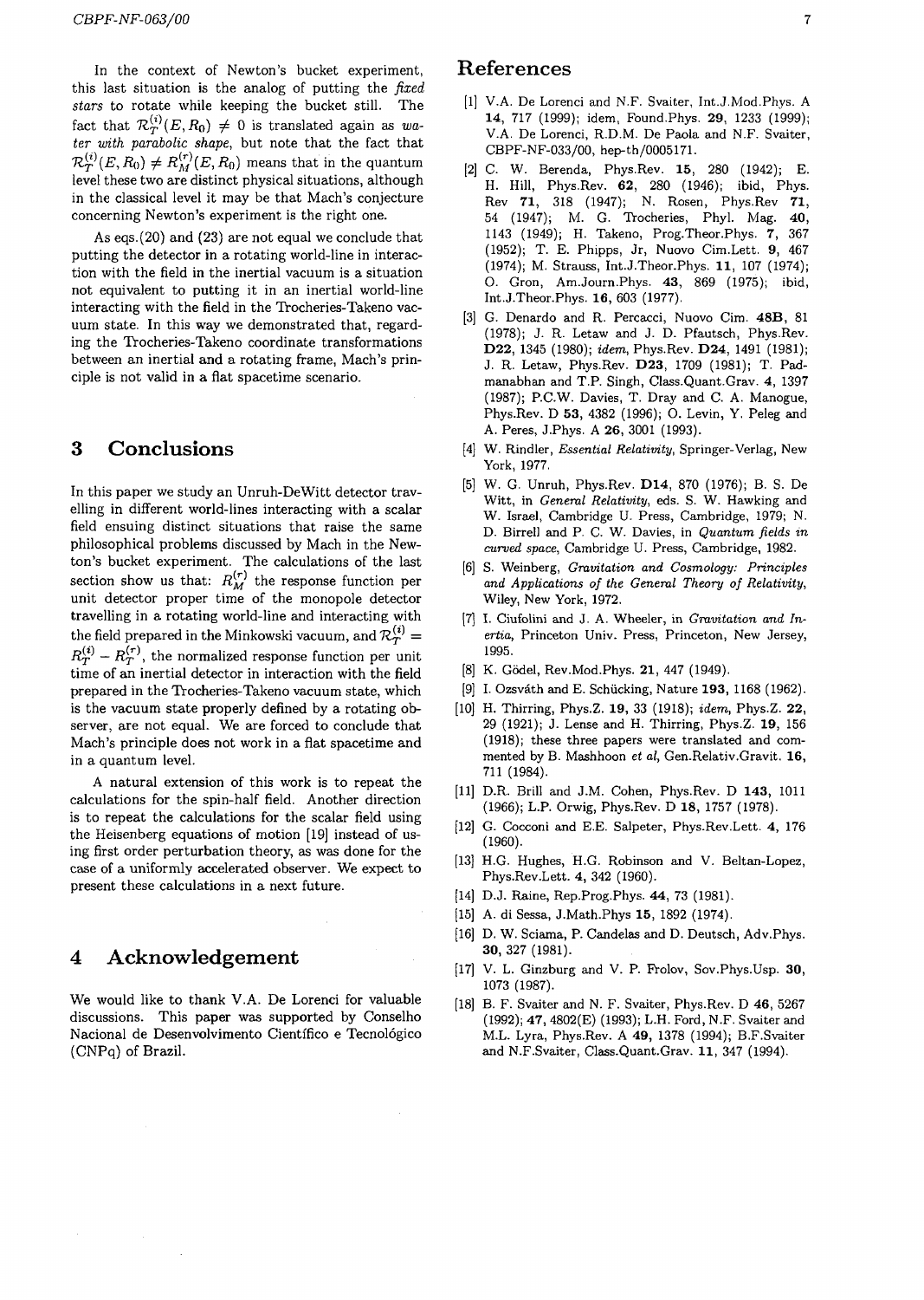In the context of Newton's bucket experiment, this last situation is the analog of putting the *fixed stars* to rotate while keeping the bucket still. The fact that $\mathcal{R}_T^{(i)}(E, R_0) \neq 0$ is translated again as *water with parabolic shape*, but note that the fact that $\mathcal{R}_T^{(i)}(E, R_0) \neq R_M^{(r)}(E, R_0)$ means that in the quantum level these two are distinct physical situations, although in the classical level it may be that Mach's conjecture concerning Newton's experiment is the right one.

As eqs.(20) and (23) are not equal we conclude that putting the detector in a rotating world-line in interaction with the field in the inertial vacuum is a situation not equivalent to putting it in an inertial world-line interacting with the field in the Trocheries-Takeno vacuum state. In this way we demonstrated that, regarding the Trocheries-Takeno coordinate transformations between an inertial and a rotating frame, Mach's principle is not valid in a flat spacetime scenario.

## 3 Conclusions

In this paper we study an Unruh-DeWitt detector travelling in different world-lines interacting with a scalar field ensuing distinct situations that raise the same philosophical problems discussed by Mach in the Newton's bucket experiment. The calculations of the last section show us that: $R_M^{(r)}$ the response function per unit detector proper time of the monopole detector travelling in a rotating world-line and interacting with the field prepared in the Minkowski vacuum, and $\mathcal{R}_T^{(i)} = R_T^{(i)} - R_T^{(r)}$, the normalized response function per unit time of an inertial detector in interaction with the field prepared in the Trocheries-Takeno vacuum state, which is the vacuum state properly defined by a rotating observer, are not equal. We are forced to conclude that Mach's principle does not work in a flat spacetime and in a quantum level.

A natural extension of this work is to repeat the calculations for the spin-half field. Another direction is to repeat the calculations for the scalar field using the Heisenberg equations of motion [19] instead of using first order perturbation theory, as was done for the case of a uniformly accelerated observer. We expect to present these calculations in a next future.

## 4 Acknowledgement

We would like to thank V.A. De Lorenci for valuable discussions. This paper was supported by Conselho Nacional de Desenvolvimento Científico e Tecnológico (CNPq) of Brazil.

## References

[1] V.A. De Lorenci and N.F. Svaiter, Int.J.Mod.Phys. A **14**, 717 (1999); idem, Found.Phys. **29**, 1233 (1999); V.A. De Lorenci, R.D.M. De Paola and N.F. Svaiter, CBPF-NF-033/00, hep-th/0005171.

[2] C. W. Berenda, Phys.Rev. **15**, 280 (1942); E. H. Hill, Phys.Rev. **62**, 280 (1946); ibid, Phys. Rev **71**, 318 (1947); N. Rosen, Phys.Rev **71**, 54 (1947); M. G. Trocheries, Phyl. Mag. **40**, 1143 (1949); H. Takeno, Prog.Theor.Phys. **7**, 367 (1952); T. E. Phipps, Jr, Nuovo Cim.Lett. **9**, 467 (1974); M. Strauss, Int.J.Theor.Phys. **11**, 107 (1974); O. Gron, Am.Journ.Phys. **43**, 869 (1975); ibid, Int.J.Theor.Phys. **16**, 603 (1977).

[3] G. Denardo and R. Percacci, Nuovo Cim. **48B**, 81 (1978); J. R. Letaw and J. D. Pfautsch, Phys.Rev. **D22**, 1345 (1980); *idem*, Phys.Rev. **D24**, 1491 (1981); J. R. Letaw, Phys.Rev. **D23**, 1709 (1981); T. Padmanabhan and T.P. Singh, Class.Quant.Grav. **4**, 1397 (1987); P.C.W. Davies, T. Dray and C. A. Manogue, Phys.Rev. D **53**, 4382 (1996); O. Levin, Y. Peleg and A. Peres, J.Phys. A **26**, 3001 (1993).

[4] W. Rindler, *Essential Relativity*, Springer-Verlag, New York, 1977.

[5] W. G. Unruh, Phys.Rev. **D14**, 870 (1976); B. S. De Witt, in *General Relativity*, eds. S. W. Hawking and W. Israel, Cambridge U. Press, Cambridge, 1979; N. D. Birrell and P. C. W. Davies, in *Quantum fields in curved space*, Cambridge U. Press, Cambridge, 1982.

[6] S. Weinberg, *Gravitation and Cosmology: Principles and Applications of the General Theory of Relativity*, Wiley, New York, 1972.

[7] I. Ciufolini and J. A. Wheeler, in *Gravitation and Inertia*, Princeton Univ. Press, Princeton, New Jersey, 1995.

[8] K. Gödel, Rev.Mod.Phys. **21**, 447 (1949).

[9] I. Ozsváth and E. Schücking, Nature **193**, 1168 (1962).

[10] H. Thirring, Phys.Z. **19**, 33 (1918); *idem*, Phys.Z. **22**, 29 (1921); J. Lense and H. Thirring, Phys.Z. **19**, 156 (1918); these three papers were translated and commented by B. Mashhoon *et al*, Gen.Relativ.Gravit. **16**, 711 (1984).

[11] D.R. Brill and J.M. Cohen, Phys.Rev. D **143**, 1011 (1966); L.P. Orwig, Phys.Rev. D **18**, 1757 (1978).

[12] G. Cocconi and E.E. Salpeter, Phys.Rev.Lett. **4**, 176 (1960).

[13] H.G. Hughes, H.G. Robinson and V. Beltan-Lopez, Phys.Rev.Lett. **4**, 342 (1960).

[14] D.J. Raine, Rep.Prog.Phys. **44**, 73 (1981).

[15] A. di Sessa, J.Math.Phys **15**, 1892 (1974).

[16] D. W. Sciama, P. Candelas and D. Deutsch, Adv.Phys. **30**, 327 (1981).

[17] V. L. Ginzburg and V. P. Frolov, Sov.Phys.Usp. **30**, 1073 (1987).

[18] B. F. Svaiter and N. F. Svaiter, Phys.Rev. D **46**, 5267 (1992); **47**, 4802(E) (1993); L.H. Ford, N.F. Svaiter and M.L. Lyra, Phys.Rev. A **49**, 1378 (1994); B.F.Svaiter and N.F.Svaiter, Class.Quant.Grav. **11**, 347 (1994).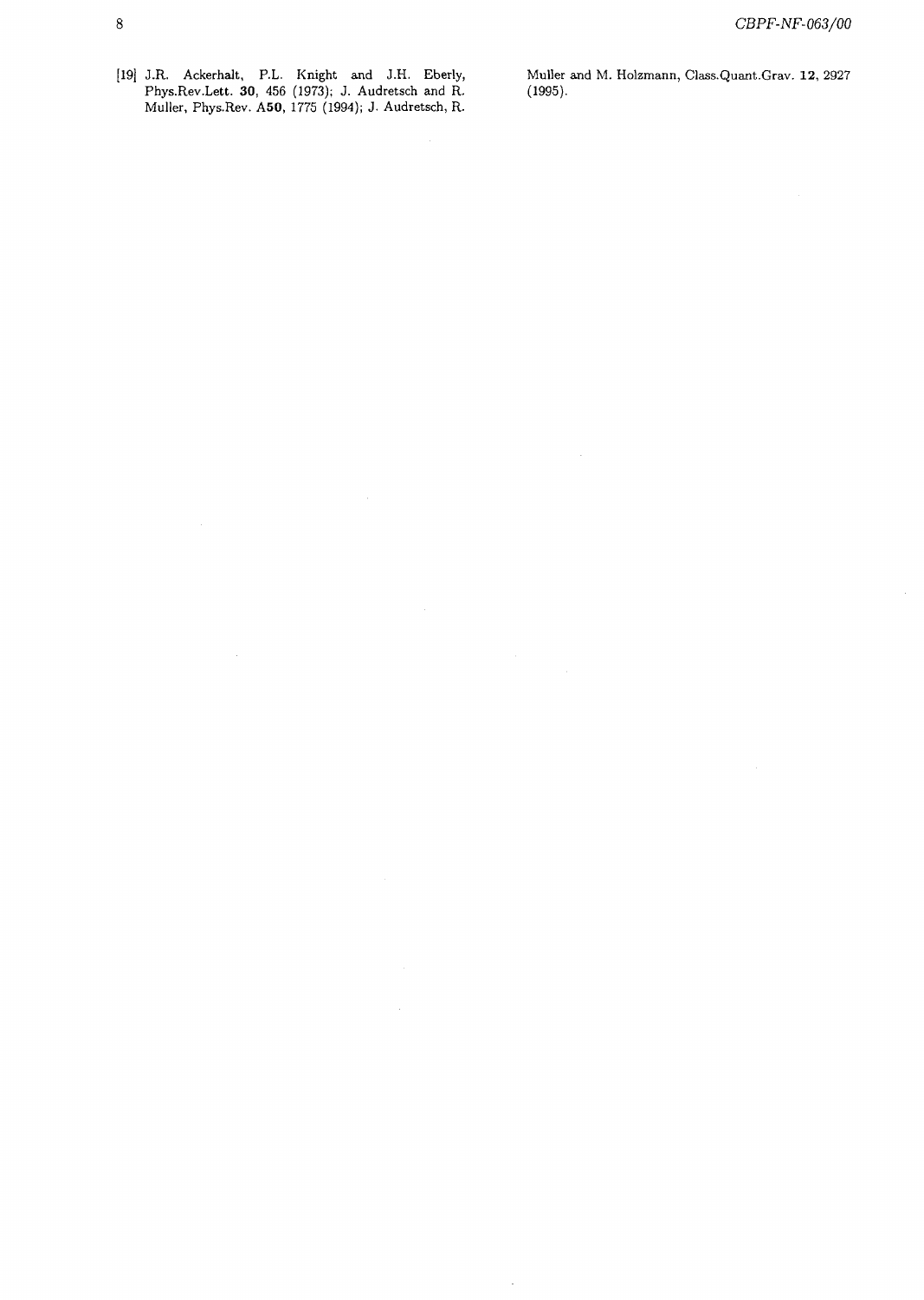[19] J.R. Ackerhalt, P.L. Knight and J.H. Eberly, Phys.Rev.Lett. **30**, 456 (1973); J. Audretsch and R. Muller, Phys.Rev. A**50**, 1775 (1994); J. Audretsch, R. Muller and M. Holzmann, Class.Quant.Grav. **12**, 2927 (1995).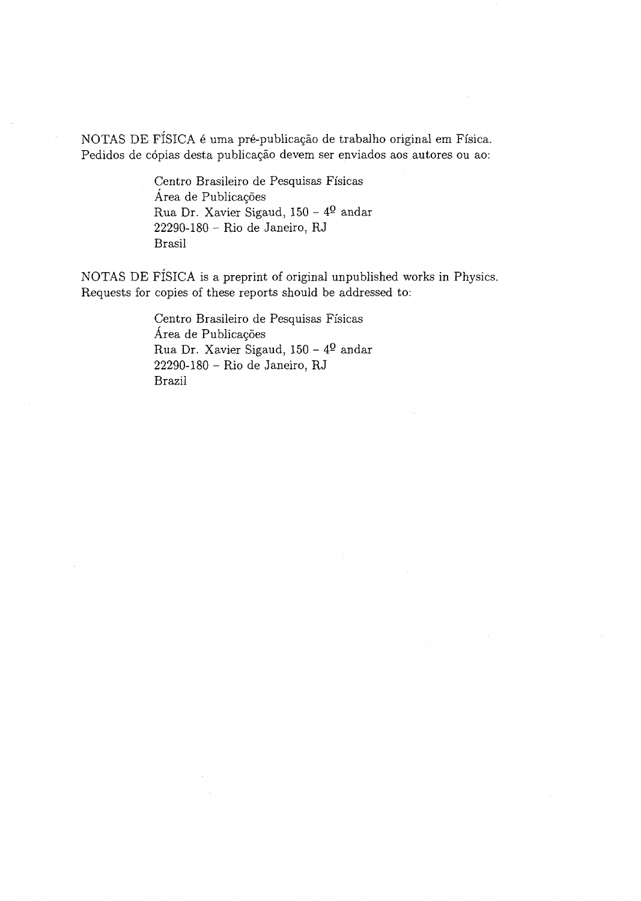NOTAS DE FÍSICA é uma pré-publicação de trabalho original em Física. Pedidos de cópias desta publicação devem ser enviados aos autores ou ao:

Centro Brasileiro de Pesquisas Físicas
Área de Publicações
Rua Dr. Xavier Sigaud, 150 – 4º andar
22290-180 – Rio de Janeiro, RJ
Brasil

NOTAS DE FÍSICA is a preprint of original unpublished works in Physics. Requests for copies of these reports should be addressed to:

Centro Brasileiro de Pesquisas Físicas
Área de Publicações
Rua Dr. Xavier Sigaud, 150 – 4º andar
22290-180 – Rio de Janeiro, RJ
Brazil